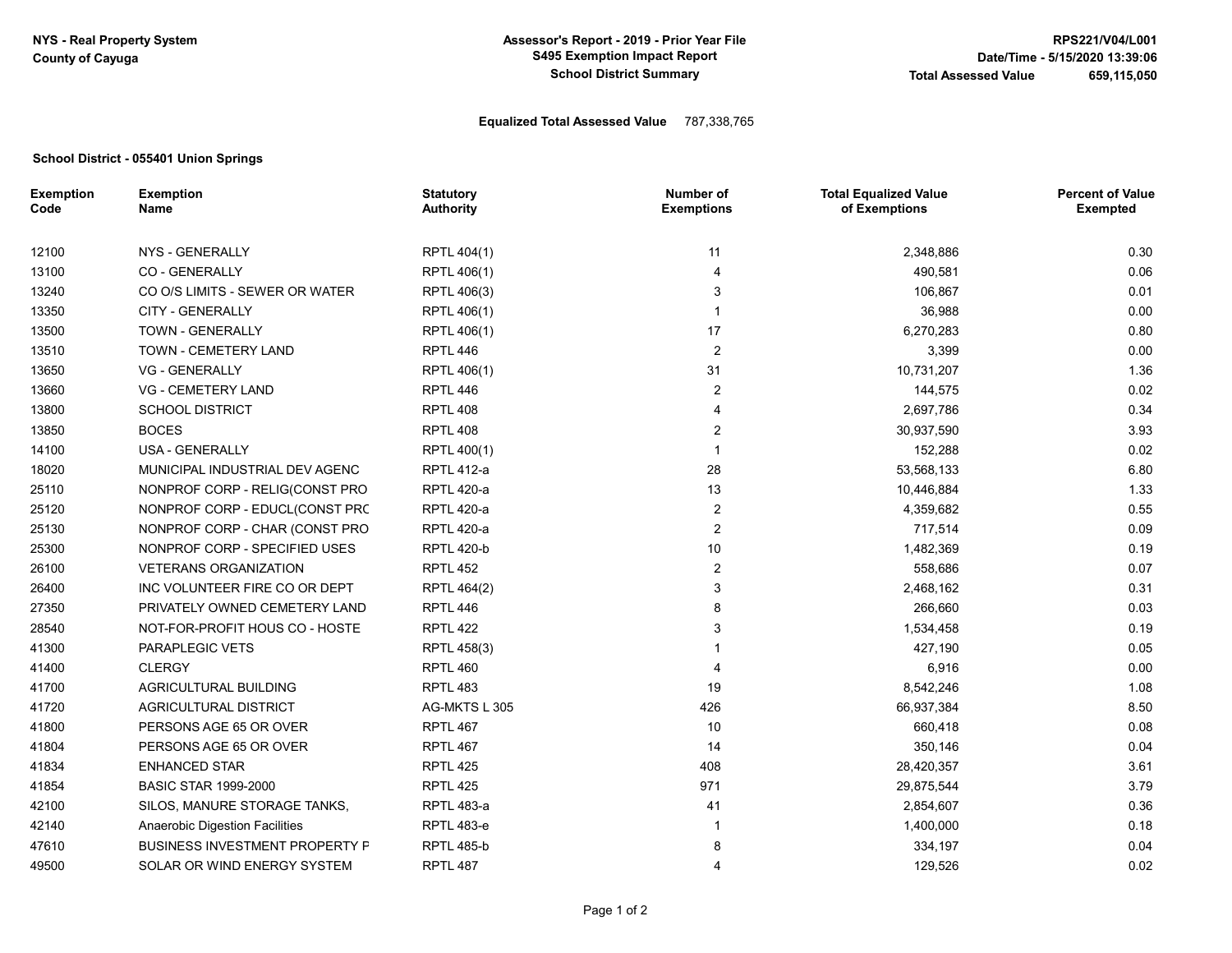NYS - Real Property System
County of Cayuga

**Assessor's Report - 2019 - Prior Year File**
**S495 Exemption Impact Report**
**School District Summary**

RPS221/V04/L001
Date/Time - 5/15/2020 13:39:06
**Total Assessed Value** 659,115,050

**Equalized Total Assessed Value** 787,338,765

**School District - 055401 Union Springs**

| Exemption Code | Exemption Name | Statutory Authority | Number of Exemptions | Total Equalized Value of Exemptions | Percent of Value Exempted |
|---|---|---|---|---|---|
| 12100 | NYS - GENERALLY | RPTL 404(1) | 11 | 2,348,886 | 0.30 |
| 13100 | CO - GENERALLY | RPTL 406(1) | 4 | 490,581 | 0.06 |
| 13240 | CO O/S LIMITS - SEWER OR WATER | RPTL 406(3) | 3 | 106,867 | 0.01 |
| 13350 | CITY - GENERALLY | RPTL 406(1) | 1 | 36,988 | 0.00 |
| 13500 | TOWN - GENERALLY | RPTL 406(1) | 17 | 6,270,283 | 0.80 |
| 13510 | TOWN - CEMETERY LAND | RPTL 446 | 2 | 3,399 | 0.00 |
| 13650 | VG - GENERALLY | RPTL 406(1) | 31 | 10,731,207 | 1.36 |
| 13660 | VG - CEMETERY LAND | RPTL 446 | 2 | 144,575 | 0.02 |
| 13800 | SCHOOL DISTRICT | RPTL 408 | 4 | 2,697,786 | 0.34 |
| 13850 | BOCES | RPTL 408 | 2 | 30,937,590 | 3.93 |
| 14100 | USA - GENERALLY | RPTL 400(1) | 1 | 152,288 | 0.02 |
| 18020 | MUNICIPAL INDUSTRIAL DEV AGENC | RPTL 412-a | 28 | 53,568,133 | 6.80 |
| 25110 | NONPROF CORP - RELIG(CONST PRO | RPTL 420-a | 13 | 10,446,884 | 1.33 |
| 25120 | NONPROF CORP - EDUCL(CONST PRC | RPTL 420-a | 2 | 4,359,682 | 0.55 |
| 25130 | NONPROF CORP - CHAR (CONST PRO | RPTL 420-a | 2 | 717,514 | 0.09 |
| 25300 | NONPROF CORP - SPECIFIED USES | RPTL 420-b | 10 | 1,482,369 | 0.19 |
| 26100 | VETERANS ORGANIZATION | RPTL 452 | 2 | 558,686 | 0.07 |
| 26400 | INC VOLUNTEER FIRE CO OR DEPT | RPTL 464(2) | 3 | 2,468,162 | 0.31 |
| 27350 | PRIVATELY OWNED CEMETERY LAND | RPTL 446 | 8 | 266,660 | 0.03 |
| 28540 | NOT-FOR-PROFIT HOUS CO - HOSTE | RPTL 422 | 3 | 1,534,458 | 0.19 |
| 41300 | PARAPLEGIC VETS | RPTL 458(3) | 1 | 427,190 | 0.05 |
| 41400 | CLERGY | RPTL 460 | 4 | 6,916 | 0.00 |
| 41700 | AGRICULTURAL BUILDING | RPTL 483 | 19 | 8,542,246 | 1.08 |
| 41720 | AGRICULTURAL DISTRICT | AG-MKTS L 305 | 426 | 66,937,384 | 8.50 |
| 41800 | PERSONS AGE 65 OR OVER | RPTL 467 | 10 | 660,418 | 0.08 |
| 41804 | PERSONS AGE 65 OR OVER | RPTL 467 | 14 | 350,146 | 0.04 |
| 41834 | ENHANCED STAR | RPTL 425 | 408 | 28,420,357 | 3.61 |
| 41854 | BASIC STAR 1999-2000 | RPTL 425 | 971 | 29,875,544 | 3.79 |
| 42100 | SILOS, MANURE STORAGE TANKS, | RPTL 483-a | 41 | 2,854,607 | 0.36 |
| 42140 | Anaerobic Digestion Facilities | RPTL 483-e | 1 | 1,400,000 | 0.18 |
| 47610 | BUSINESS INVESTMENT PROPERTY F | RPTL 485-b | 8 | 334,197 | 0.04 |
| 49500 | SOLAR OR WIND ENERGY SYSTEM | RPTL 487 | 4 | 129,526 | 0.02 |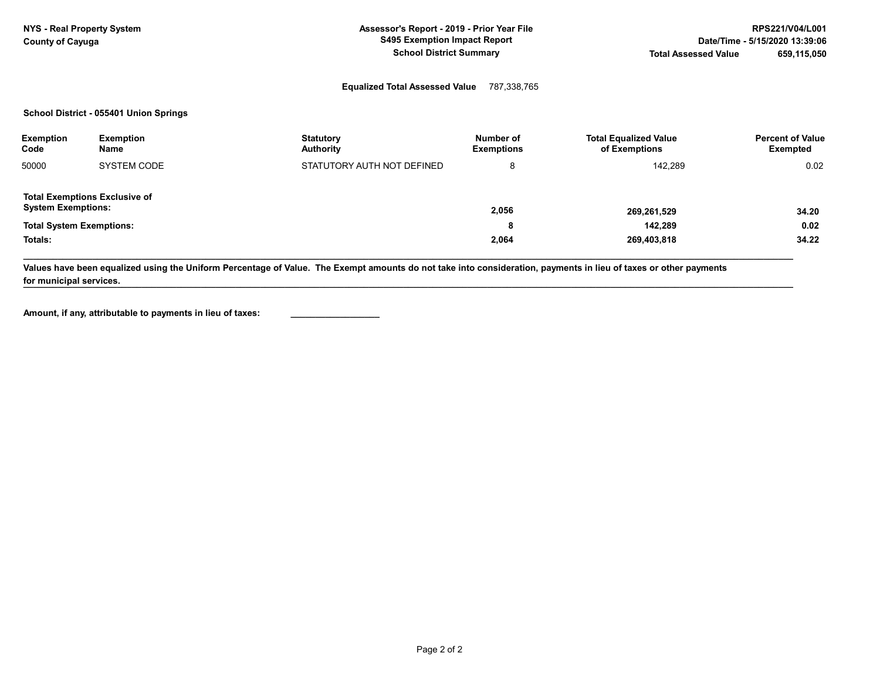NYS - Real Property System
County of Cayuga

**Assessor's Report - 2019 - Prior Year File**
**S495 Exemption Impact Report**
**School District Summary**

RPS221/V04/L001
Date/Time - 5/15/2020 13:39:06
**Total Assessed Value** 659,115,050

**Equalized Total Assessed Value** 787,338,765

**School District - 055401 Union Springs**

| Exemption Code | Exemption Name | Statutory Authority | Number of Exemptions | Total Equalized Value of Exemptions | Percent of Value Exempted |
|---|---|---|---|---|---|
| 50000 | SYSTEM CODE | STATUTORY AUTH NOT DEFINED | 8 | 142,289 | 0.02 |
| **Total Exemptions Exclusive of System Exemptions:** | | | **2,056** | **269,261,529** | **34.20** |
| **Total System Exemptions:** | | | **8** | **142,289** | **0.02** |
| **Totals:** | | | **2,064** | **269,403,818** | **34.22** |

**Values have been equalized using the Uniform Percentage of Value. The Exempt amounts do not take into consideration, payments in lieu of taxes or other payments for municipal services.**

**Amount, if any, attributable to payments in lieu of taxes:** ___________________